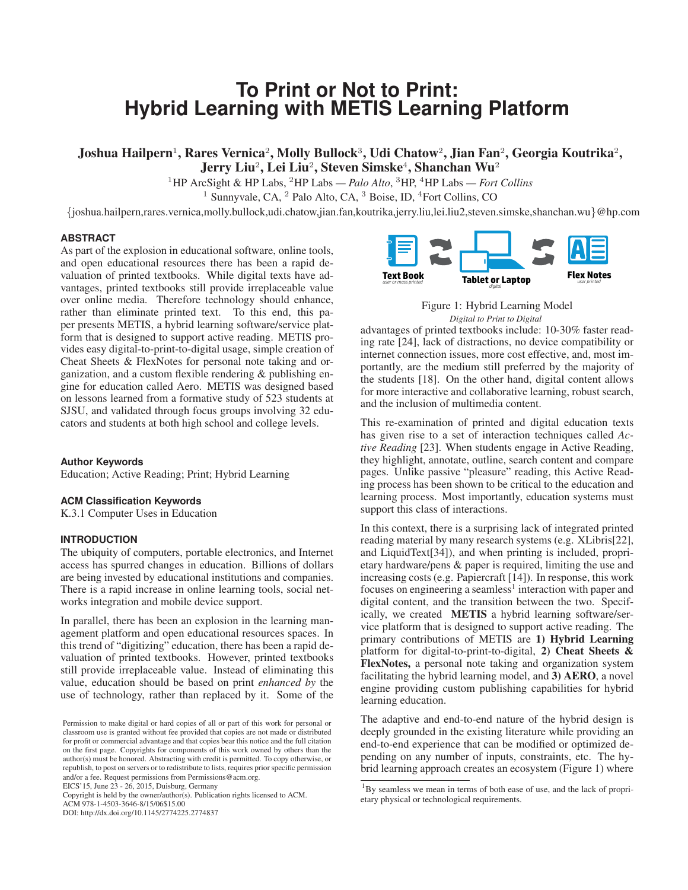# To Print or Not to Print: Hybrid Learning with METIS Learning Platform

**Joshua Hailpern[1], Rares Vernica[2], Molly Bullock[3], Udi Chatow[2], Jian Fan[2], Georgia Koutrika[2], Jerry Liu[2], Lei Liu[2], Steven Simske[4], Shanchan Wu[2]**

[1]HP ArcSight & HP Labs, [2]HP Labs — *Palo Alto*, [3]HP, [4]HP Labs — *Fort Collins*

[1] Sunnyvale, CA, [2] Palo Alto, CA, [3] Boise, ID, [4]Fort Collins, CO

{joshua.hailpern,rares.vernica,molly.bullock,udi.chatow,jian.fan,koutrika,jerry.liu,lei.liu2,steven.simske,shanchan.wu}@hp.com

## ABSTRACT

As part of the explosion in educational software, online tools, and open educational resources there has been a rapid devaluation of printed textbooks. While digital texts have advantages, printed textbooks still provide irreplaceable value over online media. Therefore technology should enhance, rather than eliminate printed text. To this end, this paper presents METIS, a hybrid learning software/service platform that is designed to support active reading. METIS provides easy digital-to-print-to-digital usage, simple creation of Cheat Sheets & FlexNotes for personal note taking and organization, and a custom flexible rendering & publishing engine for education called Aero. METIS was designed based on lessons learned from a formative study of 523 students at SJSU, and validated through focus groups involving 32 educators and students at both high school and college levels.

### Author Keywords

Education; Active Reading; Print; Hybrid Learning

### ACM Classification Keywords

K.3.1 Computer Uses in Education

## INTRODUCTION

The ubiquity of computers, portable electronics, and Internet access has spurred changes in education. Billions of dollars are being invested by educational institutions and companies. There is a rapid increase in online learning tools, social networks integration and mobile device support.

In parallel, there has been an explosion in the learning management platform and open educational resources spaces. In this trend of "digitizing" education, there has been a rapid devaluation of printed textbooks. However, printed textbooks still provide irreplaceable value. Instead of eliminating this value, education should be based on print *enhanced by* the use of technology, rather than replaced by it. Some of the advantages of printed textbooks include: 10-30% faster reading rate [24], lack of distractions, no device compatibility or internet connection issues, more cost effective, and, most importantly, are the medium still preferred by the majority of the students [18]. On the other hand, digital content allows for more interactive and collaborative learning, robust search, and the inclusion of multimedia content.

Text Book *user or mass printed* — Tablet or Laptop *digital* — Flex Notes *user printed*

Figure 1: Hybrid Learning Model
*Digital to Print to Digital*

This re-examination of printed and digital education texts has given rise to a set of interaction techniques called *Active Reading* [23]. When students engage in Active Reading, they highlight, annotate, outline, search content and compare pages. Unlike passive "pleasure" reading, this Active Reading process has been shown to be critical to the education and learning process. Most importantly, education systems must support this class of interactions.

In this context, there is a surprising lack of integrated printed reading material by many research systems (e.g. XLibris[22], and LiquidText[34]), and when printing is included, proprietary hardware/pens & paper is required, limiting the use and increasing costs (e.g. Papiercraft [14]). In response, this work focuses on engineering a seamless[1] interaction with paper and digital content, and the transition between the two. Specifically, we created **METIS** a hybrid learning software/service platform that is designed to support active reading. The primary contributions of METIS are **1) Hybrid Learning** platform for digital-to-print-to-digital, **2) Cheat Sheets & FlexNotes,** a personal note taking and organization system facilitating the hybrid learning model, and **3) AERO**, a novel engine providing custom publishing capabilities for hybrid learning education.

The adaptive and end-to-end nature of the hybrid design is deeply grounded in the existing literature while providing an end-to-end experience that can be modified or optimized depending on any number of inputs, constraints, etc. The hybrid learning approach creates an ecosystem (Figure 1) where

[1]By seamless we mean in terms of both ease of use, and the lack of proprietary physical or technological requirements.

Permission to make digital or hard copies of all or part of this work for personal or classroom use is granted without fee provided that copies are not made or distributed for profit or commercial advantage and that copies bear this notice and the full citation on the first page. Copyrights for components of this work owned by others than the author(s) must be honored. Abstracting with credit is permitted. To copy otherwise, or republish, to post on servers or to redistribute to lists, requires prior specific permission and/or a fee. Request permissions from Permissions@acm.org.
EICS'15, June 23 - 26, 2015, Duisburg, Germany
Copyright is held by the owner/author(s). Publication rights licensed to ACM.
ACM 978-1-4503-3646-8/15/06$15.00
DOI: http://dx.doi.org/10.1145/2774225.2774837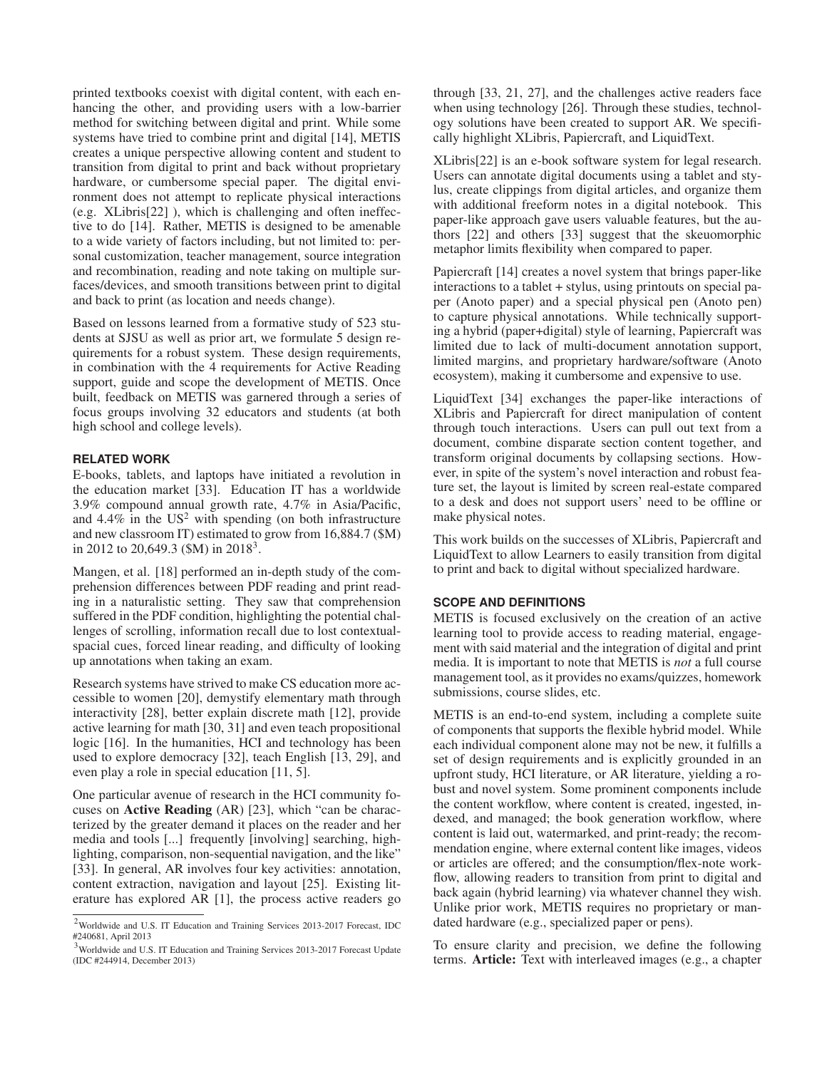printed textbooks coexist with digital content, with each enhancing the other, and providing users with a low-barrier method for switching between digital and print. While some systems have tried to combine print and digital [14], METIS creates a unique perspective allowing content and student to transition from digital to print and back without proprietary hardware, or cumbersome special paper. The digital environment does not attempt to replicate physical interactions (e.g. XLibris[22] ), which is challenging and often ineffective to do [14]. Rather, METIS is designed to be amenable to a wide variety of factors including, but not limited to: personal customization, teacher management, source integration and recombination, reading and note taking on multiple surfaces/devices, and smooth transitions between print to digital and back to print (as location and needs change).

Based on lessons learned from a formative study of 523 students at SJSU as well as prior art, we formulate 5 design requirements for a robust system. These design requirements, in combination with the 4 requirements for Active Reading support, guide and scope the development of METIS. Once built, feedback on METIS was garnered through a series of focus groups involving 32 educators and students (at both high school and college levels).

## RELATED WORK

E-books, tablets, and laptops have initiated a revolution in the education market [33]. Education IT has a worldwide 3.9% compound annual growth rate, 4.7% in Asia/Pacific, and 4.4% in the US[2] with spending (on both infrastructure and new classroom IT) estimated to grow from 16,884.7 ($M) in 2012 to 20,649.3 ($M) in 2018[3].

Mangen, et al. [18] performed an in-depth study of the comprehension differences between PDF reading and print reading in a naturalistic setting. They saw that comprehension suffered in the PDF condition, highlighting the potential challenges of scrolling, information recall due to lost contextual-spacial cues, forced linear reading, and difficulty of looking up annotations when taking an exam.

Research systems have strived to make CS education more accessible to women [20], demystify elementary math through interactivity [28], better explain discrete math [12], provide active learning for math [30, 31] and even teach propositional logic [16]. In the humanities, HCI and technology has been used to explore democracy [32], teach English [13, 29], and even play a role in special education [11, 5].

One particular avenue of research in the HCI community focuses on **Active Reading** (AR) [23], which "can be characterized by the greater demand it places on the reader and her media and tools [...] frequently [involving] searching, highlighting, comparison, non-sequential navigation, and the like" [33]. In general, AR involves four key activities: annotation, content extraction, navigation and layout [25]. Existing literature has explored AR [1], the process active readers go through [33, 21, 27], and the challenges active readers face when using technology [26]. Through these studies, technology solutions have been created to support AR. We specifically highlight XLibris, Papiercraft, and LiquidText.

XLibris[22] is an e-book software system for legal research. Users can annotate digital documents using a tablet and stylus, create clippings from digital articles, and organize them with additional freeform notes in a digital notebook. This paper-like approach gave users valuable features, but the authors [22] and others [33] suggest that the skeuomorphic metaphor limits flexibility when compared to paper.

Papiercraft [14] creates a novel system that brings paper-like interactions to a tablet + stylus, using printouts on special paper (Anoto paper) and a special physical pen (Anoto pen) to capture physical annotations. While technically supporting a hybrid (paper+digital) style of learning, Papiercraft was limited due to lack of multi-document annotation support, limited margins, and proprietary hardware/software (Anoto ecosystem), making it cumbersome and expensive to use.

LiquidText [34] exchanges the paper-like interactions of XLibris and Papiercraft for direct manipulation of content through touch interactions. Users can pull out text from a document, combine disparate section content together, and transform original documents by collapsing sections. However, in spite of the system's novel interaction and robust feature set, the layout is limited by screen real-estate compared to a desk and does not support users' need to be offline or make physical notes.

This work builds on the successes of XLibris, Papiercraft and LiquidText to allow Learners to easily transition from digital to print and back to digital without specialized hardware.

## SCOPE AND DEFINITIONS

METIS is focused exclusively on the creation of an active learning tool to provide access to reading material, engagement with said material and the integration of digital and print media. It is important to note that METIS is *not* a full course management tool, as it provides no exams/quizzes, homework submissions, course slides, etc.

METIS is an end-to-end system, including a complete suite of components that supports the flexible hybrid model. While each individual component alone may not be new, it fulfills a set of design requirements and is explicitly grounded in an upfront study, HCI literature, or AR literature, yielding a robust and novel system. Some prominent components include the content workflow, where content is created, ingested, indexed, and managed; the book generation workflow, where content is laid out, watermarked, and print-ready; the recommendation engine, where external content like images, videos or articles are offered; and the consumption/flex-note workflow, allowing readers to transition from print to digital and back again (hybrid learning) via whatever channel they wish. Unlike prior work, METIS requires no proprietary or mandated hardware (e.g., specialized paper or pens).

To ensure clarity and precision, we define the following terms. **Article:** Text with interleaved images (e.g., a chapter

[2] Worldwide and U.S. IT Education and Training Services 2013-2017 Forecast, IDC #240681, April 2013

[3] Worldwide and U.S. IT Education and Training Services 2013-2017 Forecast Update (IDC #244914, December 2013)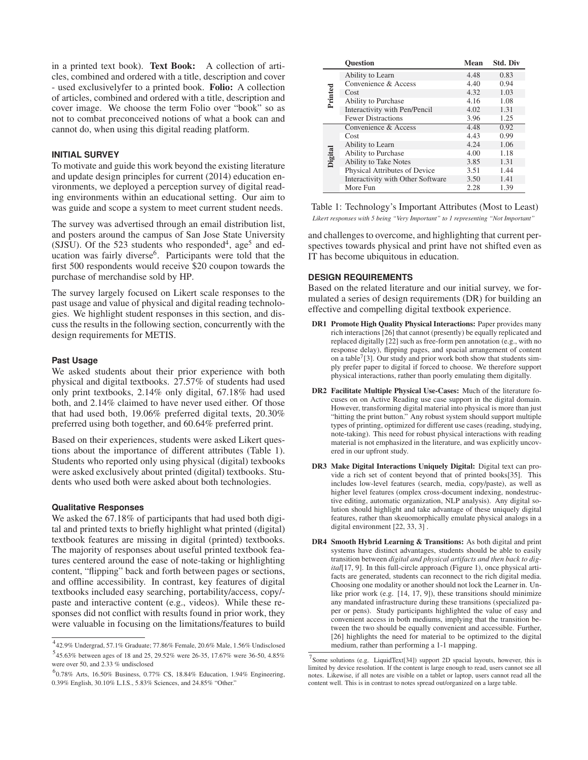in a printed text book). **Text Book:** A collection of articles, combined and ordered with a title, description and cover - used exclusivelyfer to a printed book. **Folio:** A collection of articles, combined and ordered with a title, description and cover image. We choose the term Folio over "book" so as not to combat preconceived notions of what a book can and cannot do, when using this digital reading platform.

## INITIAL SURVEY

To motivate and guide this work beyond the existing literature and update design principles for current (2014) education environments, we deployed a perception survey of digital reading environments within an educational setting. Our aim to was guide and scope a system to meet current student needs.

The survey was advertised through an email distribution list, and posters around the campus of San Jose State University (SJSU). Of the 523 students who responded[4], age[5] and education was fairly diverse[6]. Participants were told that the first 500 respondents would receive $20 coupon towards the purchase of merchandise sold by HP.

The survey largely focused on Likert scale responses to the past usage and value of physical and digital reading technologies. We highlight student responses in this section, and discuss the results in the following section, concurrently with the design requirements for METIS.

### Past Usage

We asked students about their prior experience with both physical and digital textbooks. 27.57% of students had used only print textbooks, 2.14% only digital, 67.18% had used both, and 2.14% claimed to have never used either. Of those that had used both, 19.06% preferred digital texts, 20.30% preferred using both together, and 60.64% preferred print.

Based on their experiences, students were asked Likert questions about the importance of different attributes (Table 1). Students who reported only using physical (digital) texbooks were asked exclusively about printed (digital) textbooks. Students who used both were asked about both technologies.

### Qualitative Responses

We asked the 67.18% of participants that had used both digital and printed texts to briefly highlight what printed (digital) textbook features are missing in digital (printed) textbooks. The majority of responses about useful printed textbook features centered around the ease of note-taking or highlighting content, "flipping" back and forth between pages or sections, and offline accessibility. In contrast, key features of digital textbooks included easy searching, portability/access, copy/paste and interactive content (e.g., videos). While these responses did not conflict with results found in prior work, they were valuable in focusing on the limitations/features to build and challenges to overcome, and highlighting that current perspectives towards physical and print have not shifted even as IT has become ubiquitous in education.

| | Question | Mean | Std. Div |
|---|---|---|---|
| Printed | Ability to Learn | 4.48 | 0.83 |
| | Convenience & Access | 4.40 | 0.94 |
| | Cost | 4.32 | 1.03 |
| | Ability to Purchase | 4.16 | 1.08 |
| | Interactivity with Pen/Pencil | 4.02 | 1.31 |
| | Fewer Distractions | 3.96 | 1.25 |
| Digital | Convenience & Access | 4.48 | 0.92 |
| | Cost | 4.43 | 0.99 |
| | Ability to Learn | 4.24 | 1.06 |
| | Ability to Purchase | 4.00 | 1.18 |
| | Ability to Take Notes | 3.85 | 1.31 |
| | Physical Attributes of Device | 3.51 | 1.44 |
| | Interactivity with Other Software | 3.50 | 1.41 |
| | More Fun | 2.28 | 1.39 |

Table 1: Technology's Important Attributes (Most to Least)

*Likert responses with 5 being "Very Important" to 1 representing "Not Important"*

## DESIGN REQUIREMENTS

Based on the related literature and our initial survey, we formulated a series of design requirements (DR) for building an effective and compelling digital textbook experience.

- **DR1 Promote High Quality Physical Interactions:** Paper provides many rich interactions [26] that cannot (presently) be equally replicated and replaced digitally [22] such as free-form pen annotation (e.g., with no response delay), flipping pages, and spacial arrangement of content on a table[7][3]. Our study and prior work both show that students simply prefer paper to digital if forced to choose. We therefore support physical interactions, rather than poorly emulating them digitally.
- **DR2 Facilitate Multiple Physical Use-Cases:** Much of the literature focuses on on Active Reading use case support in the digital domain. However, transforming digital material into physical is more than just "hitting the print button." Any robust system should support multiple types of printing, optimized for different use cases (reading, studying, note-taking). This need for robust physical interactions with reading material is not emphasized in the literature, and was explicitly uncovered in our upfront study.
- **DR3 Make Digital Interactions Uniquely Digital:** Digital text can provide a rich set of content beyond that of printed books[35]. This includes low-level features (search, media, copy/paste), as well as higher level features (omplex cross-document indexing, nondestructive editing, automatic organization, NLP analysis). Any digital solution should highlight and take advantage of these uniquely digital features, rather than skeuomorphically emulate physical analogs in a digital environment [22, 33, 3] .
- **DR4 Smooth Hybrid Learning & Transitions:** As both digital and print systems have distinct advantages, students should be able to easily transition between *digital and physical artifacts and then back to digital*[17, 9]. In this full-circle approach (Figure 1), once physical artifacts are generated, students can reconnect to the rich digital media. Choosing one modality or another should not lock the Learner in. Unlike prior work (e.g. [14, 17, 9]), these transitions should minimize any mandated infrastructure during these transitions (specialized paper or pens). Study participants highlighted the value of easy and convenient access in both mediums, implying that the transition between the two should be equally convenient and accessible. Further, [26] highlights the need for material to be optimized to the digital medium, rather than performing a 1-1 mapping.

[4] 42.9% Undergrad, 57.1% Graduate; 77.86% Female, 20.6% Male, 1.56% Undisclosed

[5] 45.63% between ages of 18 and 25, 29.52% were 26-35, 17.67% were 36-50, 4.85% were over 50, and 2.33 % undisclosed

[6] 0.78% Arts, 16.50% Business, 0.77% CS, 18.84% Education, 1.94% Engineering, 0.39% English, 30.10% L.I.S., 5.83% Sciences, and 24.85% "Other."

[7] Some solutions (e.g. LiquidText[34]) support 2D spacial layouts, however, this is limited by device resolution. If the content is large enough to read, users cannot see all notes. Likewise, if all notes are visible on a tablet or laptop, users cannot read all the content well. This is in contrast to notes spread out/organized on a large table.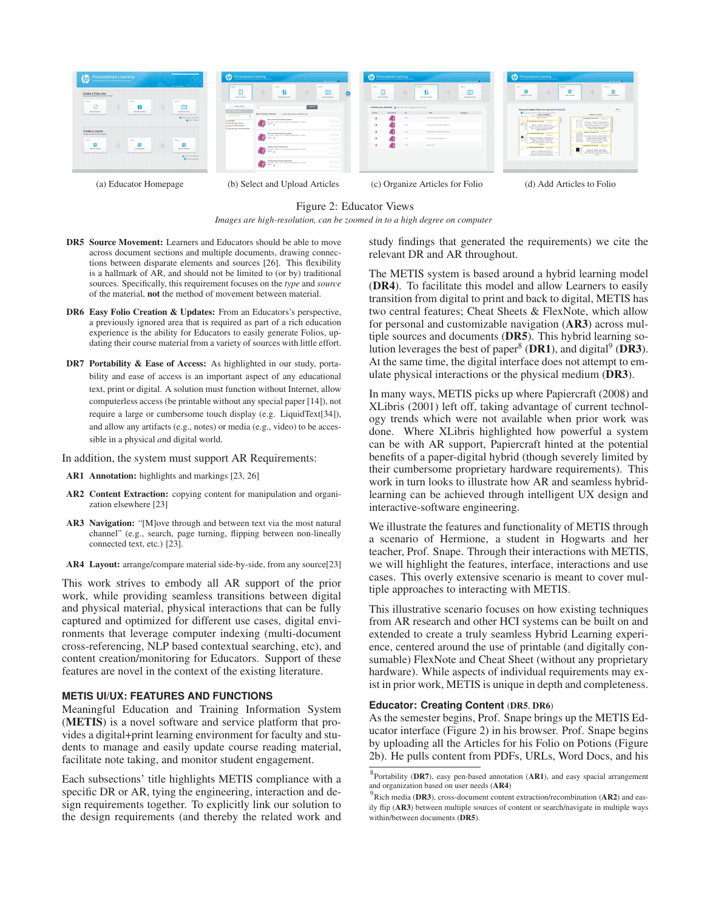(a) Educator Homepage (b) Select and Upload Articles (c) Organize Articles for Folio (d) Add Articles to Folio

Figure 2: Educator Views

*Images are high-resolution, can be zoomed in to a high degree on computer*

**DR5 Source Movement:** Learners and Educators should be able to move across document sections and multiple documents, drawing connections between disparate elements and sources [26]. This flexibility is a hallmark of AR, and should not be limited to (or by) traditional sources. Specifically, this requirement focuses on the *type* and *source* of the material, **not** the method of movement between material.

**DR6 Easy Folio Creation & Updates:** From an Educators's perspective, a previously ignored area that is required as part of a rich education experience is the ability for Educators to easily generate Folios, updating their course material from a variety of sources with little effort.

**DR7 Portability & Ease of Access:** As highlighted in our study, portability and ease of access is an important aspect of any educational text, print or digital. A solution must function without Internet, allow computerless access (be printable without any special paper [14]), not require a large or cumbersome touch display (e.g. LiquidText[34]), and allow any artifacts (e.g., notes) or media (e.g., video) to be accessible in a physical *and* digital world.

In addition, the system must support AR Requirements:

**AR1 Annotation:** highlights and markings [23, 26]

**AR2 Content Extraction:** copying content for manipulation and organization elsewhere [23]

**AR3 Navigation:** "[M]ove through and between text via the most natural channel" (e.g., search, page turning, flipping between non-lineally connected text, etc.) [23].

**AR4 Layout:** arrange/compare material side-by-side, from any source[23]

This work strives to embody all AR support of the prior work, while providing seamless transitions between digital and physical material, physical interactions that can be fully captured and optimized for different use cases, digital environments that leverage computer indexing (multi-document cross-referencing, NLP based contextual searching, etc), and content creation/monitoring for Educators. Support of these features are novel in the context of the existing literature.

## METIS UI/UX: FEATURES AND FUNCTIONS

Meaningful Education and Training Information System (**METIS**) is a novel software and service platform that provides a digital+print learning environment for faculty and students to manage and easily update course reading material, facilitate note taking, and monitor student engagement.

Each subsections' title highlights METIS compliance with a specific DR or AR, tying the engineering, interaction and design requirements together. To explicitly link our solution to the design requirements (and thereby the related work and study findings that generated the requirements) we cite the relevant DR and AR throughout.

The METIS system is based around a hybrid learning model (**DR4**). To facilitate this model and allow Learners to easily transition from digital to print and back to digital, METIS has two central features; Cheat Sheets & FlexNote, which allow for personal and customizable navigation (**AR3**) across multiple sources and documents (**DR5**). This hybrid learning solution leverages the best of paper[8] (**DR1**), and digital[9] (**DR3**). At the same time, the digital interface does not attempt to emulate physical interactions or the physical medium (**DR3**).

In many ways, METIS picks up where Papiercraft (2008) and XLibris (2001) left off, taking advantage of current technology trends which were not available when prior work was done. Where XLibris highlighted how powerful a system can be with AR support, Papiercraft hinted at the potential benefits of a paper-digital hybrid (though severely limited by their cumbersome proprietary hardware requirements). This work in turn looks to illustrate how AR and seamless hybrid-learning can be achieved through intelligent UX design and interactive-software engineering.

We illustrate the features and functionality of METIS through a scenario of Hermione, a student in Hogwarts and her teacher, Prof. Snape. Through their interactions with METIS, we will highlight the features, interface, interactions and use cases. This overly extensive scenario is meant to cover multiple approaches to interacting with METIS.

This illustrative scenario focuses on how existing techniques from AR research and other HCI systems can be built on and extended to create a truly seamless Hybrid Learning experience, centered around the use of printable (and digitally consumable) FlexNote and Cheat Sheet (without any proprietary hardware). While aspects of individual requirements may exist in prior work, METIS is unique in depth and completeness.

### Educator: Creating Content (DR5, DR6)

As the semester begins, Prof. Snape brings up the METIS Educator interface (Figure 2) in his browser. Prof. Snape begins by uploading all the Articles for his Folio on Potions (Figure 2b). He pulls content from PDFs, URLs, Word Docs, and his

[8] Portability (**DR7**), easy pen-based annotation (**AR1**), and easy spacial arrangement and organization based on user needs (**AR4**)

[9] Rich media (**DR3**), cross-document content extraction/recombination (**AR2**) and easily flip (**AR3**) between multiple sources of content or search/navigate in multiple ways within/between documents (**DR5**).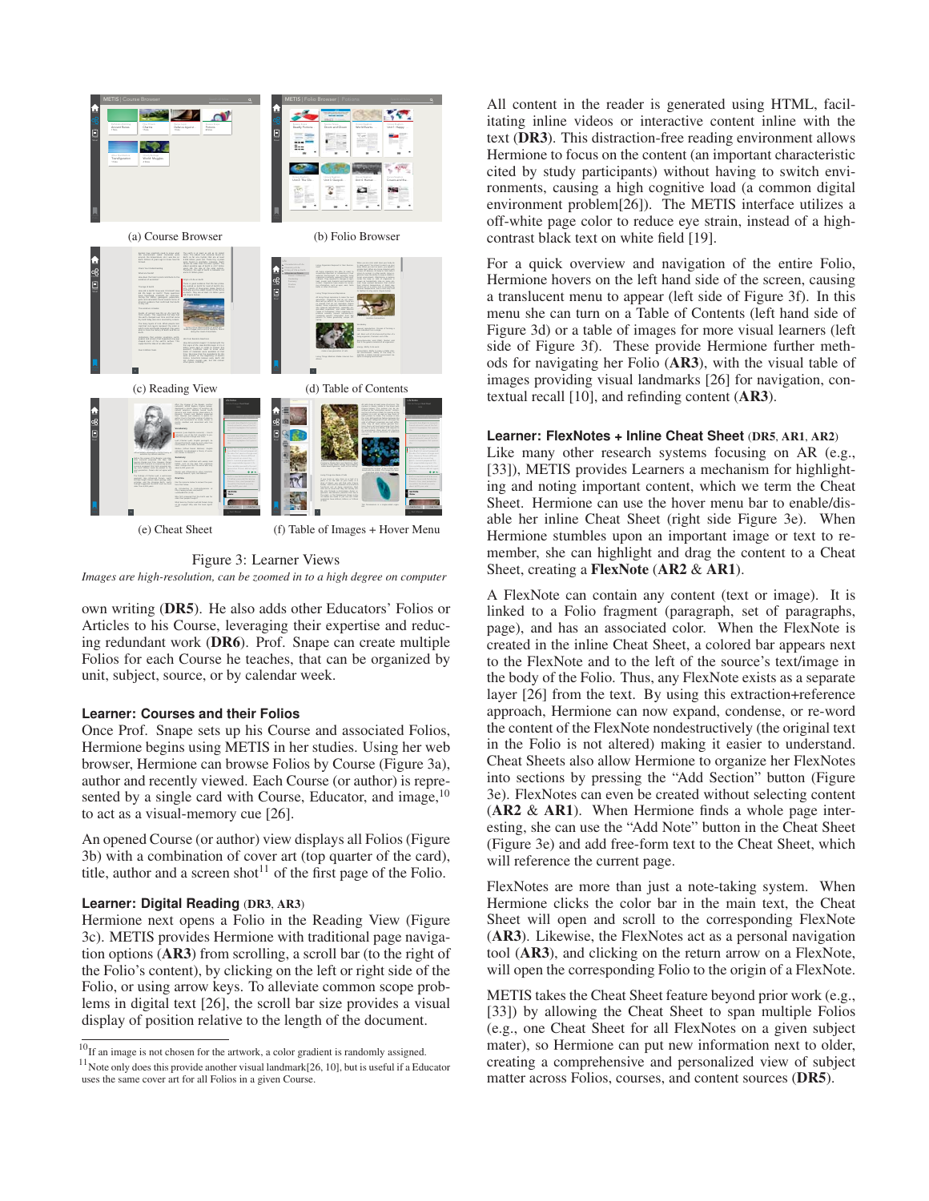(a) Course Browser

(b) Folio Browser

(c) Reading View

(d) Table of Contents

(e) Cheat Sheet

(f) Table of Images + Hover Menu

Figure 3: Learner Views

*Images are high-resolution, can be zoomed in to a high degree on computer*

own writing (**DR5**). He also adds other Educators' Folios or Articles to his Course, leveraging their expertise and reducing redundant work (**DR6**). Prof. Snape can create multiple Folios for each Course he teaches, that can be organized by unit, subject, source, or by calendar week.

### Learner: Courses and their Folios

Once Prof. Snape sets up his Course and associated Folios, Hermione begins using METIS in her studies. Using her web browser, Hermione can browse Folios by Course (Figure 3a), author and recently viewed. Each Course (or author) is represented by a single card with Course, Educator, and image,[10] to act as a visual-memory cue [26].

An opened Course (or author) view displays all Folios (Figure 3b) with a combination of cover art (top quarter of the card), title, author and a screen shot[11] of the first page of the Folio.

### Learner: Digital Reading (DR3, AR3)

Hermione next opens a Folio in the Reading View (Figure 3c). METIS provides Hermione with traditional page navigation options (**AR3**) from scrolling, a scroll bar (to the right of the Folio's content), by clicking on the left or right side of the Folio, or using arrow keys. To alleviate common scope problems in digital text [26], the scroll bar size provides a visual display of position relative to the length of the document.

All content in the reader is generated using HTML, facilitating inline videos or interactive content inline with the text (**DR3**). This distraction-free reading environment allows Hermione to focus on the content (an important characteristic cited by study participants) without having to switch environments, causing a high cognitive load (a common digital environment problem[26]). The METIS interface utilizes a off-white page color to reduce eye strain, instead of a high-contrast black text on white field [19].

For a quick overview and navigation of the entire Folio, Hermione hovers on the left hand side of the screen, causing a translucent menu to appear (left side of Figure 3f). In this menu she can turn on a Table of Contents (left hand side of Figure 3d) or a table of images for more visual learners (left side of Figure 3f). These provide Hermione further methods for navigating her Folio (**AR3**), with the visual table of images providing visual landmarks [26] for navigation, contextual recall [10], and refinding content (**AR3**).

### Learner: FlexNotes + Inline Cheat Sheet (DR5, AR1, AR2)

Like many other research systems focusing on AR (e.g., [33]), METIS provides Learners a mechanism for highlighting and noting important content, which we term the Cheat Sheet. Hermione can use the hover menu bar to enable/disable her inline Cheat Sheet (right side Figure 3e). When Hermione stumbles upon an important image or text to remember, she can highlight and drag the content to a Cheat Sheet, creating a **FlexNote** (**AR2** & **AR1**).

A FlexNote can contain any content (text or image). It is linked to a Folio fragment (paragraph, set of paragraphs, page), and has an associated color. When the FlexNote is created in the inline Cheat Sheet, a colored bar appears next to the FlexNote and to the left of the source's text/image in the body of the Folio. Thus, any FlexNote exists as a separate layer [26] from the text. By using this extraction+reference approach, Hermione can now expand, condense, or re-word the content of the FlexNote nondestructively (the original text in the Folio is not altered) making it easier to understand. Cheat Sheets also allow Hermione to organize her FlexNotes into sections by pressing the "Add Section" button (Figure 3e). FlexNotes can even be created without selecting content (**AR2** & **AR1**). When Hermione finds a whole page interesting, she can use the "Add Note" button in the Cheat Sheet (Figure 3e) and add free-form text to the Cheat Sheet, which will reference the current page.

FlexNotes are more than just a note-taking system. When Hermione clicks the color bar in the main text, the Cheat Sheet will open and scroll to the corresponding FlexNote (**AR3**). Likewise, the FlexNotes act as a personal navigation tool (**AR3**), and clicking on the return arrow on a FlexNote, will open the corresponding Folio to the origin of a FlexNote.

METIS takes the Cheat Sheet feature beyond prior work (e.g., [33]) by allowing the Cheat Sheet to span multiple Folios (e.g., one Cheat Sheet for all FlexNotes on a given subject mater), so Hermione can put new information next to older, creating a comprehensive and personalized view of subject matter across Folios, courses, and content sources (**DR5**).

[10] If an image is not chosen for the artwork, a color gradient is randomly assigned.

[11] Note only does this provide another visual landmark[26, 10], but is useful if a Educator uses the same cover art for all Folios in a given Course.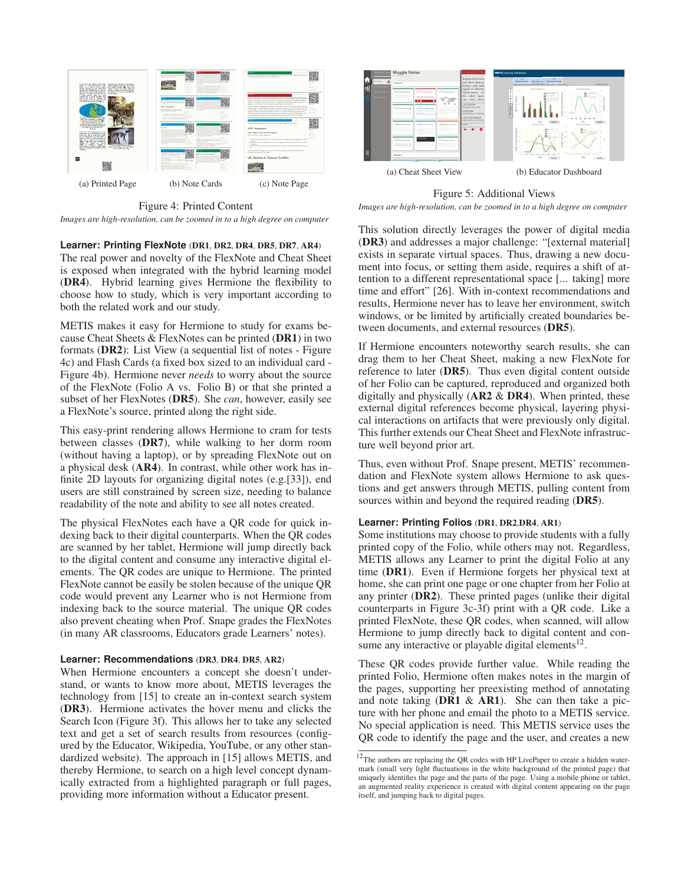(a) Printed Page (b) Note Cards (c) Note Page

Figure 4: Printed Content

*Images are high-resolution, can be zoomed in to a high degree on computer*

### Learner: Printing FlexNote (DR1, DR2, DR4, DR5, DR7, AR4)

The real power and novelty of the FlexNote and Cheat Sheet is exposed when integrated with the hybrid learning model (**DR4**). Hybrid learning gives Hermione the flexibility to choose how to study, which is very important according to both the related work and our study.

METIS makes it easy for Hermione to study for exams because Cheat Sheets & FlexNotes can be printed (**DR1**) in two formats (**DR2**): List View (a sequential list of notes - Figure 4c) and Flash Cards (a fixed box sized to an individual card - Figure 4b). Hermione never *needs* to worry about the source of the FlexNote (Folio A vs. Folio B) or that she printed a subset of her FlexNotes (**DR5**). She *can*, however, easily see a FlexNote's source, printed along the right side.

This easy-print rendering allows Hermione to cram for tests between classes (**DR7**), while walking to her dorm room (without having a laptop), or by spreading FlexNote out on a physical desk (**AR4**). In contrast, while other work has infinite 2D layouts for organizing digital notes (e.g.[33]), end users are still constrained by screen size, needing to balance readability of the note and ability to see all notes created.

The physical FlexNotes each have a QR code for quick indexing back to their digital counterparts. When the QR codes are scanned by her tablet, Hermione will jump directly back to the digital content and consume any interactive digital elements. The QR codes are unique to Hermione. The printed FlexNote cannot be easily be stolen because of the unique QR code would prevent any Learner who is not Hermione from indexing back to the source material. The unique QR codes also prevent cheating when Prof. Snape grades the FlexNotes (in many AR classrooms, Educators grade Learners' notes).

### Learner: Recommendations (DR3, DR4, DR5, AR2)

When Hermione encounters a concept she doesn't understand, or wants to know more about, METIS leverages the technology from [15] to create an in-context search system (**DR3**). Hermione activates the hover menu and clicks the Search Icon (Figure 3f). This allows her to take any selected text and get a set of search results from resources (configured by the Educator, Wikipedia, YouTube, or any other standardized website). The approach in [15] allows METIS, and thereby Hermione, to search on a high level concept dynamically extracted from a highlighted paragraph or full pages, providing more information without a Educator present.

(a) Cheat Sheet View (b) Educator Dashboard

Figure 5: Additional Views

*Images are high-resolution, can be zoomed in to a high degree on computer*

This solution directly leverages the power of digital media (**DR3**) and addresses a major challenge: "[external material] exists in separate virtual spaces. Thus, drawing a new document into focus, or setting them aside, requires a shift of attention to a different representational space [... taking] more time and effort" [26]. With in-context recommendations and results, Hermione never has to leave her environment, switch windows, or be limited by artificially created boundaries between documents, and external resources (**DR5**).

If Hermione encounters noteworthy search results, she can drag them to her Cheat Sheet, making a new FlexNote for reference to later (**DR5**). Thus even digital content outside of her Folio can be captured, reproduced and organized both digitally and physically (**AR2** & **DR4**). When printed, these external digital references become physical, layering physical interactions on artifacts that were previously only digital. This further extends our Cheat Sheet and FlexNote infrastructure well beyond prior art.

Thus, even without Prof. Snape present, METIS' recommendation and FlexNote system allows Hermione to ask questions and get answers through METIS, pulling content from sources within and beyond the required reading (**DR5**).

### Learner: Printing Folios (DR1, DR2,DR4, AR1)

Some institutions may choose to provide students with a fully printed copy of the Folio, while others may not. Regardless, METIS allows any Learner to print the digital Folio at any time (**DR1**). Even if Hermione forgets her physical text at home, she can print one page or one chapter from her Folio at any printer (**DR2**). These printed pages (unlike their digital counterparts in Figure 3c-3f) print with a QR code. Like a printed FlexNote, these QR codes, when scanned, will allow Hermione to jump directly back to digital content and consume any interactive or playable digital elements[12].

These QR codes provide further value. While reading the printed Folio, Hermione often makes notes in the margin of the pages, supporting her preexisting method of annotating and note taking (**DR1** & **AR1**). She can then take a picture with her phone and email the photo to a METIS service. No special application is need. This METIS service uses the QR code to identify the page and the user, and creates a new

[12]The authors are replacing the QR codes with HP LivePaper to create a hidden watermark (small very light fluctuations in the white background of the printed page) that uniquely identifies the page and the parts of the page. Using a mobile phone or tablet, an augmented reality experience is created with digital content appearing on the page itself, and jumping back to digital pages.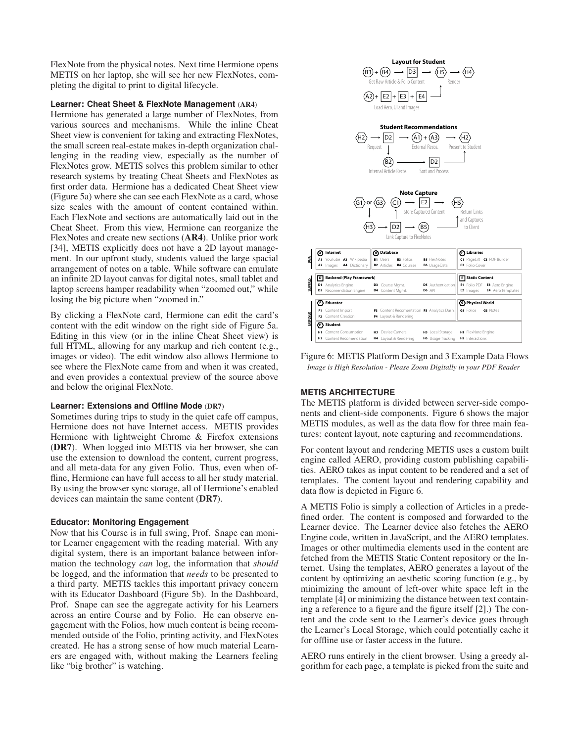FlexNote from the physical notes. Next time Hermione opens METIS on her laptop, she will see her new FlexNotes, completing the digital to print to digital lifecycle.

### Learner: Cheat Sheet & FlexNote Management (AR4)

Hermione has generated a large number of FlexNotes, from various sources and mechanisms. While the inline Cheat Sheet view is convenient for taking and extracting FlexNotes, the small screen real-estate makes in-depth organization challenging in the reading view, especially as the number of FlexNotes grow. METIS solves this problem similar to other research systems by treating Cheat Sheets and FlexNotes as first order data. Hermione has a dedicated Cheat Sheet view (Figure 5a) where she can see each FlexNote as a card, whose size scales with the amount of content contained within. Each FlexNote and sections are automatically laid out in the Cheat Sheet. From this view, Hermione can reorganize the FlexNotes and create new sections (**AR4**). Unlike prior work [34], METIS explicitly does not have a 2D layout management. In our upfront study, students valued the large spacial arrangement of notes on a table. While software can emulate an infinite 2D layout canvas for digital notes, small tablet and laptop screens hamper readability when "zoomed out," while losing the big picture when "zoomed in."

By clicking a FlexNote card, Hermione can edit the card's content with the edit window on the right side of Figure 5a. Editing in this view (or in the inline Cheat Sheet view) is full HTML, allowing for any markup and rich content (e.g., images or video). The edit window also allows Hermione to see where the FlexNote came from and when it was created, and even provides a contextual preview of the source above and below the original FlexNote.

### Learner: Extensions and Offline Mode (DR7)

Sometimes during trips to study in the quiet cafe off campus, Hermione does not have Internet access. METIS provides Hermione with lightweight Chrome & Firefox extensions (**DR7**). When logged into METIS via her browser, she can use the extension to download the content, current progress, and all meta-data for any given Folio. Thus, even when offline, Hermione can have full access to all her study material. By using the browser sync storage, all of Hermione's enabled devices can maintain the same content (**DR7**).

### Educator: Monitoring Engagement

Now that his Course is in full swing, Prof. Snape can monitor Learner engagement with the reading material. With any digital system, there is an important balance between information the technology *can* log, the information that *should* be logged, and the information that *needs* to be presented to a third party. METIS tackles this important privacy concern with its Educator Dashboard (Figure 5b). In the Dashboard, Prof. Snape can see the aggregate activity for his Learners across an entire Course and by Folio. He can observe engagement with the Folios, how much content is being recommended outside of the Folio, printing activity, and FlexNotes created. He has a strong sense of how much material Learners are engaged with, without making the Learners feeling like "big brother" is watching.

Figure 6: METIS Platform Design and 3 Example Data Flows
*Image is High Resolution - Please Zoom Digitally in your PDF Reader*

## METIS ARCHITECTURE

The METIS platform is divided between server-side components and client-side components. Figure 6 shows the major METIS modules, as well as the data flow for three main features: content layout, note capturing and recommendations.

For content layout and rendering METIS uses a custom built engine called AERO, providing custom publishing capabilities. AERO takes as input content to be rendered and a set of templates. The content layout and rendering capability and data flow is depicted in Figure 6.

A METIS Folio is simply a collection of Articles in a predefined order. The content is composed and forwarded to the Learner device. The Learner device also fetches the AERO Engine code, written in JavaScript, and the AERO templates. Images or other multimedia elements used in the content are fetched from the METIS Static Content repository or the Internet. Using the templates, AERO generates a layout of the content by optimizing an aesthetic scoring function (e.g., by minimizing the amount of left-over white space left in the template [4] or minimizing the distance between text containing a reference to a figure and the figure itself [2].) The content and the code sent to the Learner's device goes through the Learner's Local Storage, which could potentially cache it for offline use or faster access in the future.

AERO runs entirely in the client browser. Using a greedy algorithm for each page, a template is picked from the suite and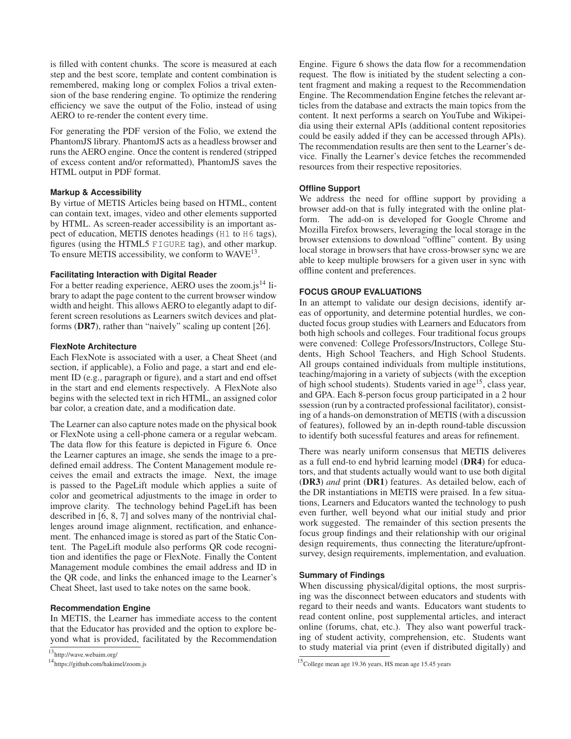is filled with content chunks. The score is measured at each step and the best score, template and content combination is remembered, making long or complex Folios a trival extension of the base rendering engine. To optimize the rendering efficiency we save the output of the Folio, instead of using AERO to re-render the content every time.

For generating the PDF version of the Folio, we extend the PhantomJS library. PhantomJS acts as a headless browser and runs the AERO engine. Once the content is rendered (stripped of excess content and/or reformatted), PhantomJS saves the HTML output in PDF format.

### Markup & Accessibility

By virtue of METIS Articles being based on HTML, content can contain text, images, video and other elements supported by HTML. As screen-reader accessibility is an important aspect of education, METIS denotes headings (`H1` to `H6` tags), figures (using the HTML5 `FIGURE` tag), and other markup. To ensure METIS accessibility, we conform to WAVE[13].

### Facilitating Interaction with Digital Reader

For a better reading experience, AERO uses the zoom.js[14] library to adapt the page content to the current browser window width and height. This allows AERO to elegantly adapt to different screen resolutions as Learners switch devices and platforms (**DR7**), rather than "naively" scaling up content [26].

### FlexNote Architecture

Each FlexNote is associated with a user, a Cheat Sheet (and section, if applicable), a Folio and page, a start and end element ID (e.g., paragraph or figure), and a start and end offset in the start and end elements respectively. A FlexNote also begins with the selected text in rich HTML, an assigned color bar color, a creation date, and a modification date.

The Learner can also capture notes made on the physical book or FlexNote using a cell-phone camera or a regular webcam. The data flow for this feature is depicted in Figure 6. Once the Learner captures an image, she sends the image to a predefined email address. The Content Management module receives the email and extracts the image. Next, the image is passed to the PageLift module which applies a suite of color and geometrical adjustments to the image in order to improve clarity. The technology behind PageLift has been described in [6, 8, 7] and solves many of the nontrivial challenges around image alignment, rectification, and enhancement. The enhanced image is stored as part of the Static Content. The PageLift module also performs QR code recognition and identifies the page or FlexNote. Finally the Content Management module combines the email address and ID in the QR code, and links the enhanced image to the Learner's Cheat Sheet, last used to take notes on the same book.

### Recommendation Engine

In METIS, the Learner has immediate access to the content that the Educator has provided and the option to explore beyond what is provided, facilitated by the Recommendation Engine. Figure 6 shows the data flow for a recommendation request. The flow is initiated by the student selecting a content fragment and making a request to the Recommendation Engine. The Recommendation Engine fetches the relevant articles from the database and extracts the main topics from the content. It next performs a search on YouTube and Wikipeidia using their external APIs (additional content repositories could be easily added if they can be accessed through APIs). The recommendation results are then sent to the Learner's device. Finally the Learner's device fetches the recommended resources from their respective repositories.

### Offline Support

We address the need for offline support by providing a browser add-on that is fully integrated with the online platform. The add-on is developed for Google Chrome and Mozilla Firefox browsers, leveraging the local storage in the browser extensions to download "offline" content. By using local storage in browsers that have cross-browser sync we are able to keep multiple browsers for a given user in sync with offline content and preferences.

## FOCUS GROUP EVALUATIONS

In an attempt to validate our design decisions, identify areas of opportunity, and determine potential hurdles, we conducted focus group studies with Learners and Educators from both high schools and colleges. Four traditional focus groups were convened: College Professors/Instructors, College Students, High School Teachers, and High School Students. All groups contained individuals from multiple institutions, teaching/majoring in a variety of subjects (with the exception of high school students). Students varied in age[15], class year, and GPA. Each 8-person focus group participated in a 2 hour ssession (run by a contracted professional facilitator), consisting of a hands-on demonstration of METIS (with a discussion of features), followed by an in-depth round-table discussion to identify both sucessful features and areas for refinement.

There was nearly uniform consensus that METIS delivers as a full end-to end hybrid learning model (**DR4**) for educators, and that students actually would want to use both digital (**DR3**) *and* print (**DR1**) features. As detailed below, each of the DR instantiations in METIS were praised. In a few situations, Learners and Educators wanted the technology to push even further, well beyond what our initial study and prior work suggested. The remainder of this section presents the focus group findings and their relationship with our original design requirements, thus connecting the literature/upfront-survey, design requirements, implementation, and evaluation.

### Summary of Findings

When discussing physical/digital options, the most surprising was the disconnect between educators and students with regard to their needs and wants. Educators want students to read content online, post supplemental articles, and interact online (forums, chat, etc.). They also want powerful tracking of student activity, comprehension, etc. Students want to study material via print (even if distributed digitally) and

---

[13] http://wave.webaim.org/

[14] https://github.com/hakimel/zoom.js

[15] College mean age 19.36 years, HS mean age 15.45 years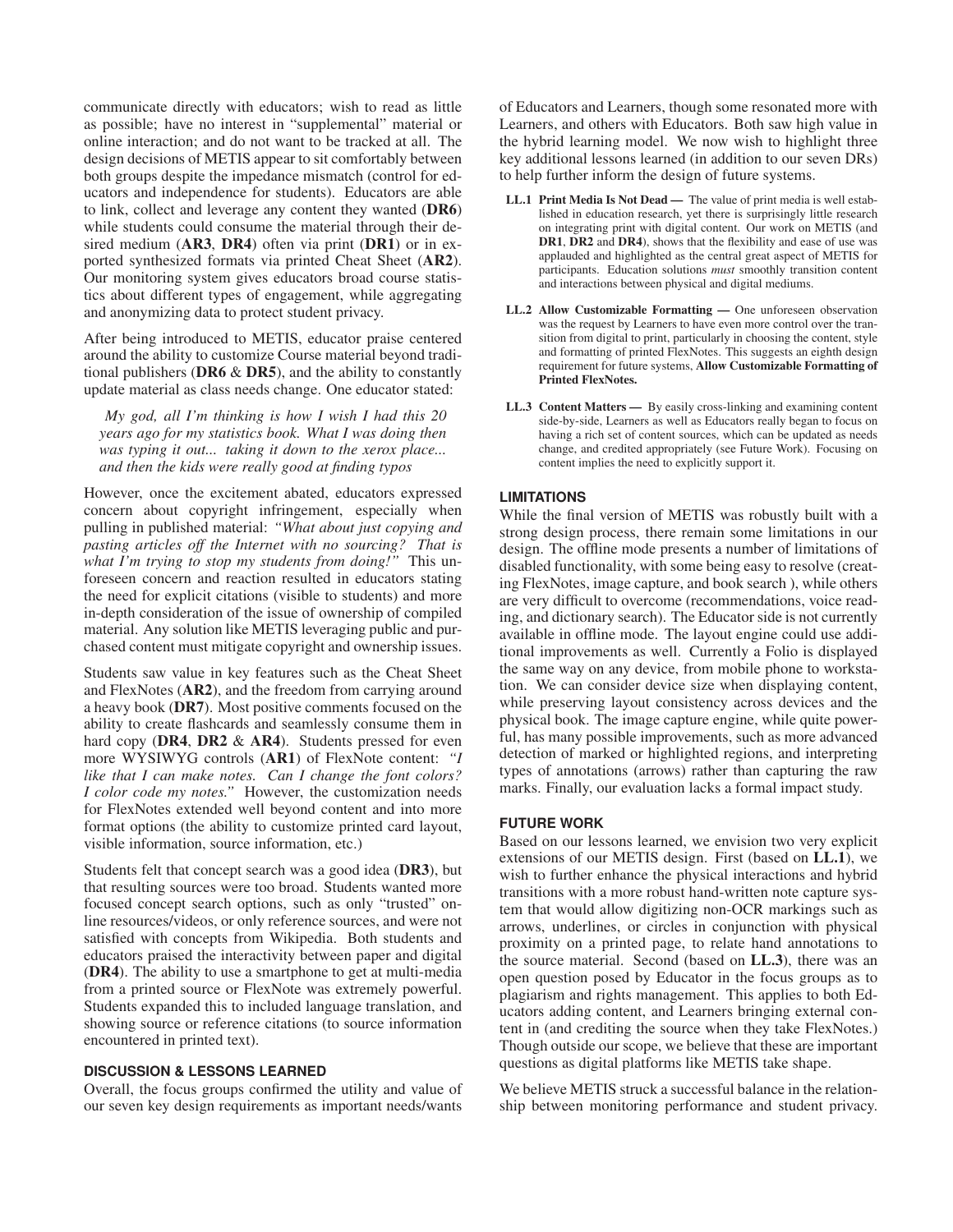communicate directly with educators; wish to read as little as possible; have no interest in "supplemental" material or online interaction; and do not want to be tracked at all. The design decisions of METIS appear to sit comfortably between both groups despite the impedance mismatch (control for educators and independence for students). Educators are able to link, collect and leverage any content they wanted (**DR6**) while students could consume the material through their desired medium (**AR3**, **DR4**) often via print (**DR1**) or in exported synthesized formats via printed Cheat Sheet (**AR2**). Our monitoring system gives educators broad course statistics about different types of engagement, while aggregating and anonymizing data to protect student privacy.

After being introduced to METIS, educator praise centered around the ability to customize Course material beyond traditional publishers (**DR6** & **DR5**), and the ability to constantly update material as class needs change. One educator stated:

> *My god, all I'm thinking is how I wish I had this 20 years ago for my statistics book. What I was doing then was typing it out... taking it down to the xerox place... and then the kids were really good at finding typos*

However, once the excitement abated, educators expressed concern about copyright infringement, especially when pulling in published material: *"What about just copying and pasting articles off the Internet with no sourcing? That is what I'm trying to stop my students from doing!"* This unforeseen concern and reaction resulted in educators stating the need for explicit citations (visible to students) and more in-depth consideration of the issue of ownership of compiled material. Any solution like METIS leveraging public and purchased content must mitigate copyright and ownership issues.

Students saw value in key features such as the Cheat Sheet and FlexNotes (**AR2**), and the freedom from carrying around a heavy book (**DR7**). Most positive comments focused on the ability to create flashcards and seamlessly consume them in hard copy (**DR4**, **DR2** & **AR4**). Students pressed for even more WYSIWYG controls (**AR1**) of FlexNote content: *"I like that I can make notes. Can I change the font colors? I color code my notes."* However, the customization needs for FlexNotes extended well beyond content and into more format options (the ability to customize printed card layout, visible information, source information, etc.)

Students felt that concept search was a good idea (**DR3**), but that resulting sources were too broad. Students wanted more focused concept search options, such as only "trusted" online resources/videos, or only reference sources, and were not satisfied with concepts from Wikipedia. Both students and educators praised the interactivity between paper and digital (**DR4**). The ability to use a smartphone to get at multi-media from a printed source or FlexNote was extremely powerful. Students expanded this to included language translation, and showing source or reference citations (to source information encountered in printed text).

## DISCUSSION & LESSONS LEARNED

Overall, the focus groups confirmed the utility and value of our seven key design requirements as important needs/wants of Educators and Learners, though some resonated more with Learners, and others with Educators. Both saw high value in the hybrid learning model. We now wish to highlight three key additional lessons learned (in addition to our seven DRs) to help further inform the design of future systems.

- **LL.1 Print Media Is Not Dead —** The value of print media is well established in education research, yet there is surprisingly little research on integrating print with digital content. Our work on METIS (and **DR1**, **DR2** and **DR4**), shows that the flexibility and ease of use was applauded and highlighted as the central great aspect of METIS for participants. Education solutions *must* smoothly transition content and interactions between physical and digital mediums.
- **LL.2 Allow Customizable Formatting —** One unforeseen observation was the request by Learners to have even more control over the transition from digital to print, particularly in choosing the content, style and formatting of printed FlexNotes. This suggests an eighth design requirement for future systems, **Allow Customizable Formatting of Printed FlexNotes.**
- **LL.3 Content Matters —** By easily cross-linking and examining content side-by-side, Learners as well as Educators really began to focus on having a rich set of content sources, which can be updated as needs change, and credited appropriately (see Future Work). Focusing on content implies the need to explicitly support it.

## LIMITATIONS

While the final version of METIS was robustly built with a strong design process, there remain some limitations in our design. The offline mode presents a number of limitations of disabled functionality, with some being easy to resolve (creating FlexNotes, image capture, and book search ), while others are very difficult to overcome (recommendations, voice reading, and dictionary search). The Educator side is not currently available in offline mode. The layout engine could use additional improvements as well. Currently a Folio is displayed the same way on any device, from mobile phone to workstation. We can consider device size when displaying content, while preserving layout consistency across devices and the physical book. The image capture engine, while quite powerful, has many possible improvements, such as more advanced detection of marked or highlighted regions, and interpreting types of annotations (arrows) rather than capturing the raw marks. Finally, our evaluation lacks a formal impact study.

## FUTURE WORK

Based on our lessons learned, we envision two very explicit extensions of our METIS design. First (based on **LL.1**), we wish to further enhance the physical interactions and hybrid transitions with a more robust hand-written note capture system that would allow digitizing non-OCR markings such as arrows, underlines, or circles in conjunction with physical proximity on a printed page, to relate hand annotations to the source material. Second (based on **LL.3**), there was an open question posed by Educator in the focus groups as to plagiarism and rights management. This applies to both Educators adding content, and Learners bringing external content in (and crediting the source when they take FlexNotes.) Though outside our scope, we believe that these are important questions as digital platforms like METIS take shape.

We believe METIS struck a successful balance in the relationship between monitoring performance and student privacy.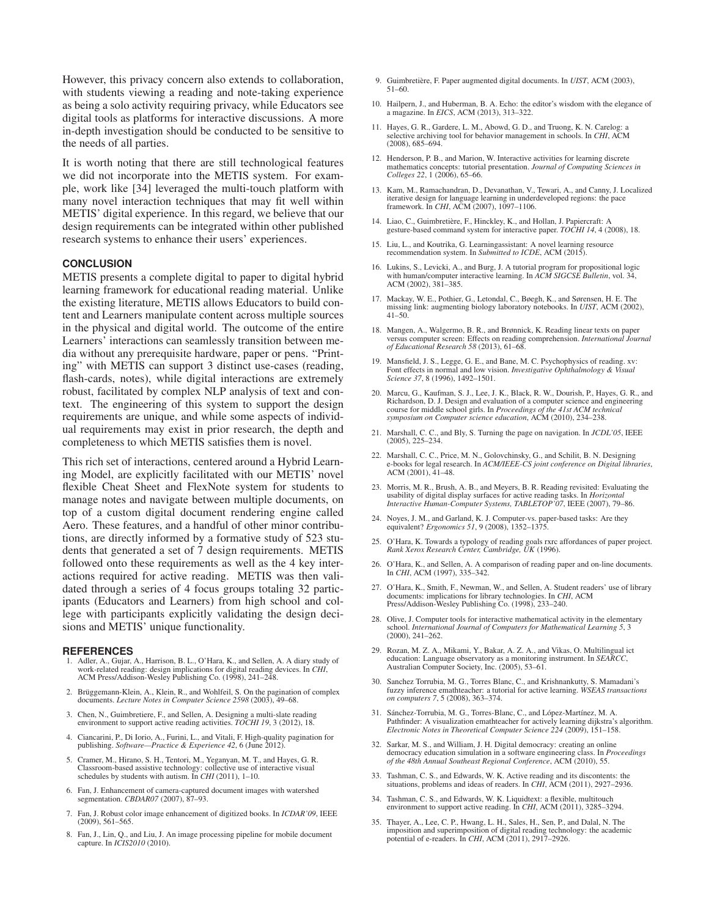However, this privacy concern also extends to collaboration, with students viewing a reading and note-taking experience as being a solo activity requiring privacy, while Educators see digital tools as platforms for interactive discussions. A more in-depth investigation should be conducted to be sensitive to the needs of all parties.

It is worth noting that there are still technological features we did not incorporate into the METIS system. For example, work like [34] leveraged the multi-touch platform with many novel interaction techniques that may fit well within METIS' digital experience. In this regard, we believe that our design requirements can be integrated within other published research systems to enhance their users' experiences.

## CONCLUSION

METIS presents a complete digital to paper to digital hybrid learning framework for educational reading material. Unlike the existing literature, METIS allows Educators to build content and Learners manipulate content across multiple sources in the physical and digital world. The outcome of the entire Learners' interactions can seamlessly transition between media without any prerequisite hardware, paper or pens. "Printing" with METIS can support 3 distinct use-cases (reading, flash-cards, notes), while digital interactions are extremely robust, facilitated by complex NLP analysis of text and context. The engineering of this system to support the design requirements are unique, and while some aspects of individual requirements may exist in prior research, the depth and completeness to which METIS satisfies them is novel.

This rich set of interactions, centered around a Hybrid Learning Model, are explicitly facilitated with our METIS' novel flexible Cheat Sheet and FlexNote system for students to manage notes and navigate between multiple documents, on top of a custom digital document rendering engine called Aero. These features, and a handful of other minor contributions, are directly informed by a formative study of 523 students that generated a set of 7 design requirements. METIS followed onto these requirements as well as the 4 key interactions required for active reading. METIS was then validated through a series of 4 focus groups totaling 32 participants (Educators and Learners) from high school and college with participants explicitly validating the design decisions and METIS' unique functionality.

## REFERENCES

1. Adler, A., Gujar, A., Harrison, B. L., O'Hara, K., and Sellen, A. A diary study of work-related reading: design implications for digital reading devices. In *CHI*, ACM Press/Addison-Wesley Publishing Co. (1998), 241–248.
2. Brüggemann-Klein, A., Klein, R., and Wohlfeil, S. On the pagination of complex documents. *Lecture Notes in Computer Science 2598* (2003), 49–68.
3. Chen, N., Guimbretiere, F., and Sellen, A. Designing a multi-slate reading environment to support active reading activities. *TOCHI 19*, 3 (2012), 18.
4. Ciancarini, P., Di Iorio, A., Furini, L., and Vitali, F. High-quality pagination for publishing. *Software—Practice & Experience 42*, 6 (June 2012).
5. Cramer, M., Hirano, S. H., Tentori, M., Yeganyan, M. T., and Hayes, G. R. Classroom-based assistive technology: collective use of interactive visual schedules by students with autism. In *CHI* (2011), 1–10.
6. Fan, J. Enhancement of camera-captured document images with watershed segmentation. *CBDAR07* (2007), 87–93.
7. Fan, J. Robust color image enhancement of digitized books. In *ICDAR'09*, IEEE (2009), 561–565.
8. Fan, J., Lin, Q., and Liu, J. An image processing pipeline for mobile document capture. In *ICIS2010* (2010).
9. Guimbretière, F. Paper augmented digital documents. In *UIST*, ACM (2003), 51–60.
10. Hailpern, J., and Huberman, B. A. Echo: the editor's wisdom with the elegance of a magazine. In *EICS*, ACM (2013), 313–322.
11. Hayes, G. R., Gardere, L. M., Abowd, G. D., and Truong, K. N. Carelog: a selective archiving tool for behavior management in schools. In *CHI*, ACM (2008), 685–694.
12. Henderson, P. B., and Marion, W. Interactive activities for learning discrete mathematics concepts: tutorial presentation. *Journal of Computing Sciences in Colleges 22*, 1 (2006), 65–66.
13. Kam, M., Ramachandran, D., Devanathan, V., Tewari, A., and Canny, J. Localized iterative design for language learning in underdeveloped regions: the pace framework. In *CHI*, ACM (2007), 1097–1106.
14. Liao, C., Guimbretière, F., Hinckley, K., and Hollan, J. Papiercraft: A gesture-based command system for interactive paper. *TOCHI 14*, 4 (2008), 18.
15. Liu, L., and Koutrika, G. Learningassistant: A novel learning resource recommendation system. In *Submitted to ICDE*, ACM (2015).
16. Lukins, S., Levicki, A., and Burg, J. A tutorial program for propositional logic with human/computer interactive learning. In *ACM SIGCSE Bulletin*, vol. 34, ACM (2002), 381–385.
17. Mackay, W. E., Pothier, G., Letondal, C., Bøegh, K., and Sørensen, H. E. The missing link: augmenting biology laboratory notebooks. In *UIST*, ACM (2002), 41–50.
18. Mangen, A., Walgermo, B. R., and Brønnick, K. Reading linear texts on paper versus computer screen: Effects on reading comprehension. *International Journal of Educational Research 58* (2013), 61–68.
19. Mansfield, J. S., Legge, G. E., and Bane, M. C. Psychophysics of reading. xv: Font effects in normal and low vision. *Investigative Ophthalmology & Visual Science 37*, 8 (1996), 1492–1501.
20. Marcu, G., Kaufman, S. J., Lee, J. K., Black, R. W., Dourish, P., Hayes, G. R., and Richardson, D. J. Design and evaluation of a computer science and engineering course for middle school girls. In *Proceedings of the 41st ACM technical symposium on Computer science education*, ACM (2010), 234–238.
21. Marshall, C. C., and Bly, S. Turning the page on navigation. In *JCDL'05*, IEEE (2005), 225–234.
22. Marshall, C. C., Price, M. N., Golovchinsky, G., and Schilit, B. N. Designing e-books for legal research. In *ACM/IEEE-CS joint conference on Digital libraries*, ACM (2001), 41–48.
23. Morris, M. R., Brush, A. B., and Meyers, B. R. Reading revisited: Evaluating the usability of digital display surfaces for active reading tasks. In *Horizontal Interactive Human-Computer Systems, TABLETOP'07*, IEEE (2007), 79–86.
24. Noyes, J. M., and Garland, K. J. Computer-vs. paper-based tasks: Are they equivalent? *Ergonomics 51*, 9 (2008), 1352–1375.
25. O'Hara, K. Towards a typology of reading goals rxrc affordances of paper project. *Rank Xerox Research Center, Cambridge, UK* (1996).
26. O'Hara, K., and Sellen, A. A comparison of reading paper and on-line documents. In *CHI*, ACM (1997), 335–342.
27. O'Hara, K., Smith, F., Newman, W., and Sellen, A. Student readers' use of library documents: implications for library technologies. In *CHI*, ACM Press/Addison-Wesley Publishing Co. (1998), 233–240.
28. Olive, J. Computer tools for interactive mathematical activity in the elementary school. *International Journal of Computers for Mathematical Learning 5*, 3 (2000), 241–262.
29. Rozan, M. Z. A., Mikami, Y., Bakar, A. Z. A., and Vikas, O. Multilingual ict education: Language observatory as a monitoring instrument. In *SEARCC*, Australian Computer Society, Inc. (2005), 53–61.
30. Sanchez Torrubia, M. G., Torres Blanc, C., and Krishnankutty, S. Mamadani's fuzzy inference emathteacher: a tutorial for active learning. *WSEAS transactions on computers 7*, 5 (2008), 363–374.
31. Sánchez-Torrubia, M. G., Torres-Blanc, C., and López-Martínez, M. A. Pathfinder: A visualization emathteacher for actively learning dijkstra's algorithm. *Electronic Notes in Theoretical Computer Science 224* (2009), 151–158.
32. Sarkar, M. S., and William, J. H. Digital democracy: creating an online democracy education simulation in a software engineering class. In *Proceedings of the 48th Annual Southeast Regional Conference*, ACM (2010), 55.
33. Tashman, C. S., and Edwards, W. K. Active reading and its discontents: the situations, problems and ideas of readers. In *CHI*, ACM (2011), 2927–2936.
34. Tashman, C. S., and Edwards, W. K. Liquidtext: a flexible, multitouch environment to support active reading. In *CHI*, ACM (2011), 3285–3294.
35. Thayer, A., Lee, C. P., Hwang, L. H., Sales, H., Sen, P., and Dalal, N. The imposition and superimposition of digital reading technology: the academic potential of e-readers. In *CHI*, ACM (2011), 2917–2926.